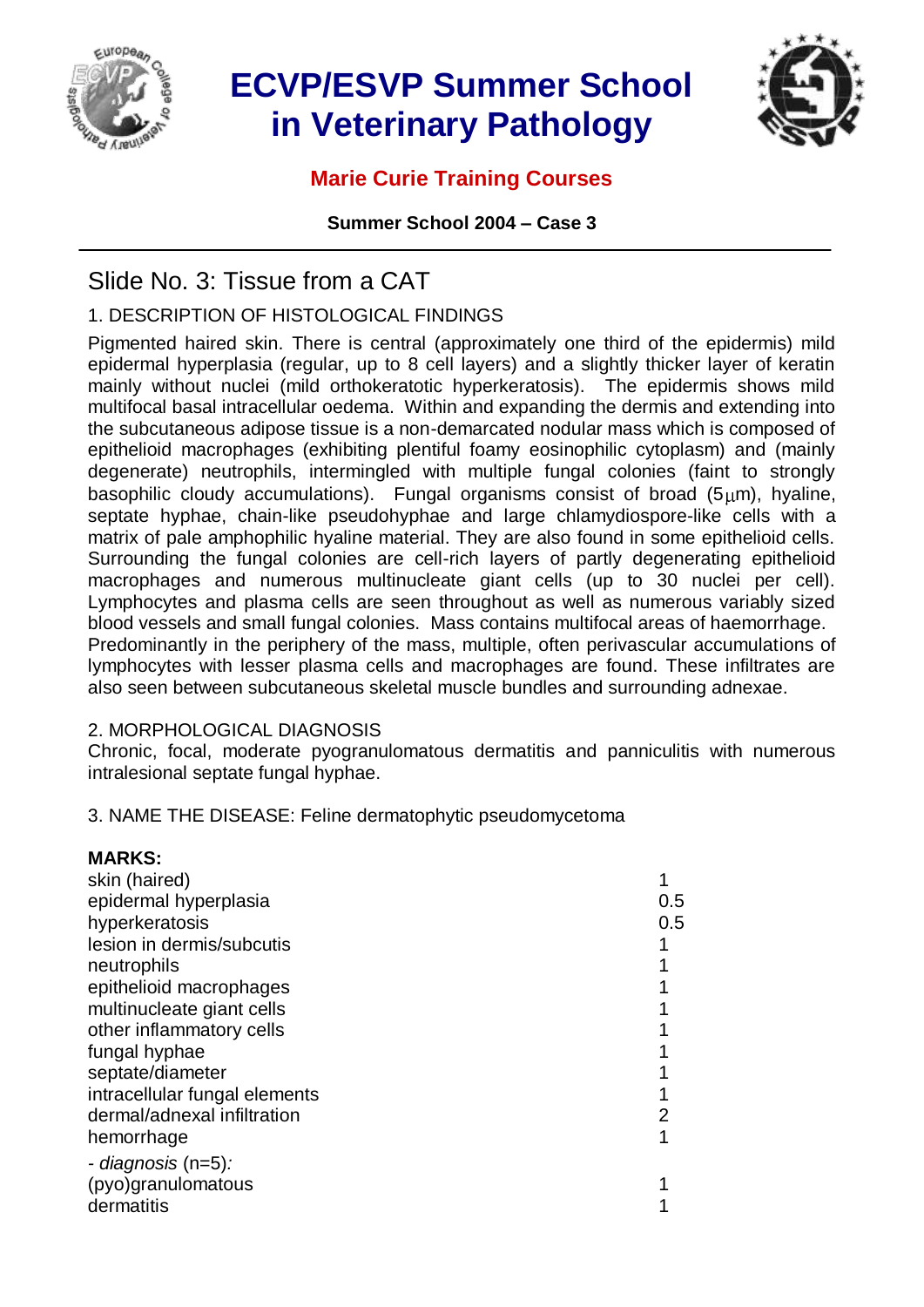# ECVP/ESVP Summer School in Veterinary Pathology

## Marie Curie Training Courses

**Summer School 2004 – Case 3**

---

## Slide No. 3: Tissue from a CAT

### 1. DESCRIPTION OF HISTOLOGICAL FINDINGS

Pigmented haired skin. There is central (approximately one third of the epidermis) mild epidermal hyperplasia (regular, up to 8 cell layers) and a slightly thicker layer of keratin mainly without nuclei (mild orthokeratotic hyperkeratosis). The epidermis shows mild multifocal basal intracellular oedema. Within and expanding the dermis and extending into the subcutaneous adipose tissue is a non-demarcated nodular mass which is composed of epithelioid macrophages (exhibiting plentiful foamy eosinophilic cytoplasm) and (mainly degenerate) neutrophils, intermingled with multiple fungal colonies (faint to strongly basophilic cloudy accumulations). Fungal organisms consist of broad (5$\mu$m), hyaline, septate hyphae, chain-like pseudohyphae and large chlamydiospore-like cells with a matrix of pale amphophilic hyaline material. They are also found in some epithelioid cells. Surrounding the fungal colonies are cell-rich layers of partly degenerating epithelioid macrophages and numerous multinucleate giant cells (up to 30 nuclei per cell). Lymphocytes and plasma cells are seen throughout as well as numerous variably sized blood vessels and small fungal colonies. Mass contains multifocal areas of haemorrhage.
Predominantly in the periphery of the mass, multiple, often perivascular accumulations of lymphocytes with lesser plasma cells and macrophages are found. These infiltrates are also seen between subcutaneous skeletal muscle bundles and surrounding adnexae.

### 2. MORPHOLOGICAL DIAGNOSIS

Chronic, focal, moderate pyogranulomatous dermatitis and panniculitis with numerous intralesional septate fungal hyphae.

### 3. NAME THE DISEASE: Feline dermatophytic pseudomycetoma

**MARKS:**

| | |
|---|---|
| skin (haired) | 1 |
| epidermal hyperplasia | 0.5 |
| hyperkeratosis | 0.5 |
| lesion in dermis/subcutis | 1 |
| neutrophils | 1 |
| epithelioid macrophages | 1 |
| multinucleate giant cells | 1 |
| other inflammatory cells | 1 |
| fungal hyphae | 1 |
| septate/diameter | 1 |
| intracellular fungal elements | 1 |
| dermal/adnexal infiltration | 2 |
| hemorrhage | 1 |
| - *diagnosis* (n=5)*:* | |
| (pyo)granulomatous | 1 |
| dermatitis | 1 |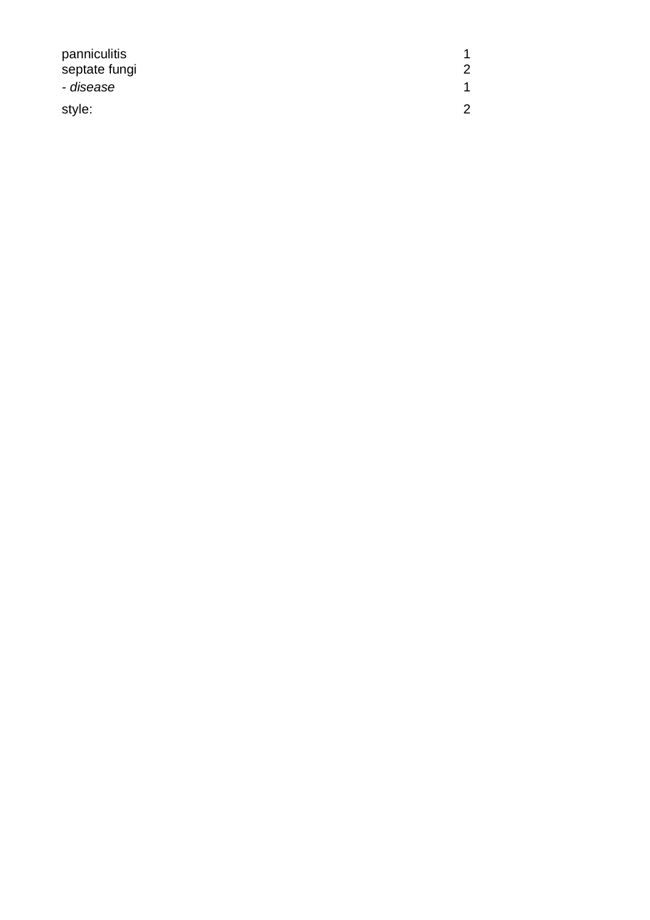| | |
|---|---|
| panniculitis | 1 |
| septate fungi | 2 |
| - *disease* | 1 |
| style: | 2 |